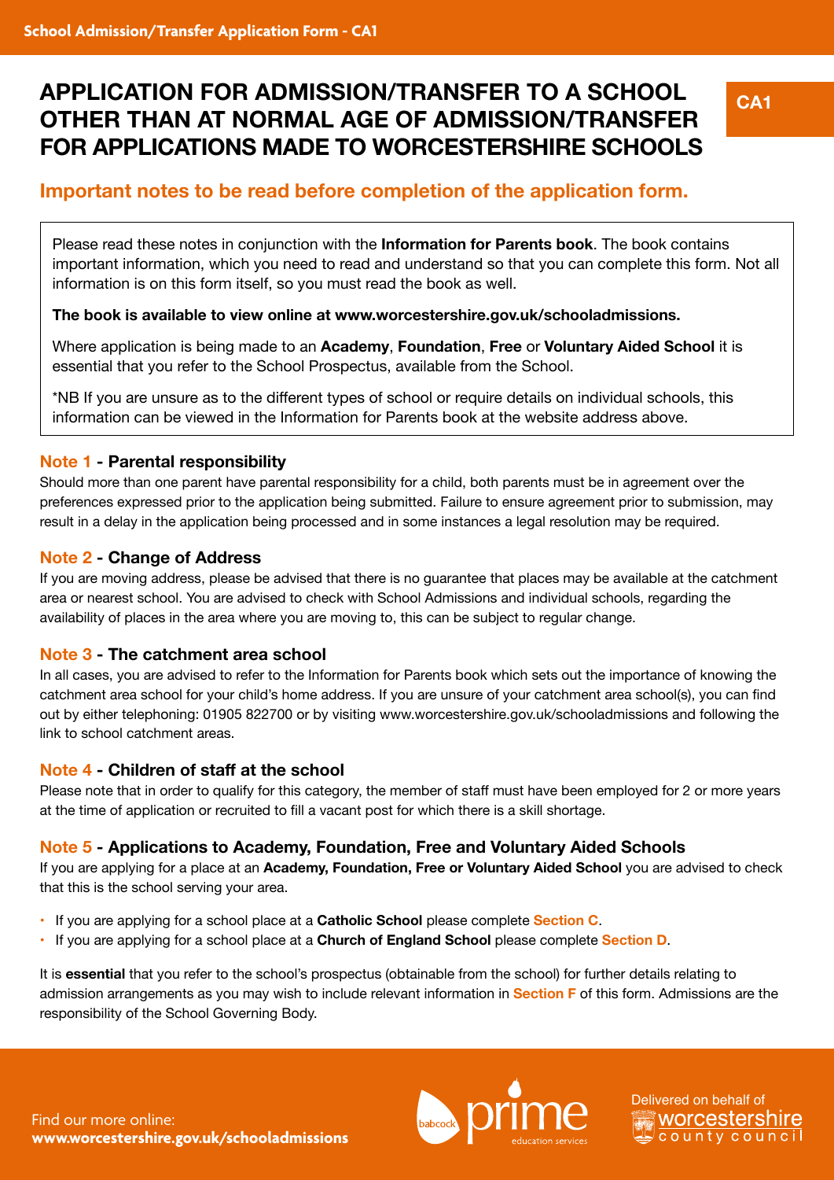# APPLICATION FOR ADMISSION/TRANSFER TO A SCHOOL OTHER THAN AT NORMAL AGE OF ADMISSION/TRANSFER FOR APPLICATIONS MADE TO WORCESTERSHIRE SCHOOLS

**CA1**

## Important notes to be read before completion of the application form.

Please read these notes in conjunction with the **Information for Parents book**. The book contains important information, which you need to read and understand so that you can complete this form. Not all information is on this form itself, so you must read the book as well.

**The book is available to view online at www.worcestershire.gov.uk/schooladmissions.**

Where application is being made to an **Academy**, **Foundation**, **Free** or **Voluntary Aided School** it is essential that you refer to the School Prospectus, available from the School.

*NB If you are unsure as to the different types of school or require details on individual schools, this information can be viewed in the Information for Parents book at the website address above.

### Note 1 - Parental responsibility

Should more than one parent have parental responsibility for a child, both parents must be in agreement over the preferences expressed prior to the application being submitted. Failure to ensure agreement prior to submission, may result in a delay in the application being processed and in some instances a legal resolution may be required.

### Note 2 - Change of Address

If you are moving address, please be advised that there is no guarantee that places may be available at the catchment area or nearest school. You are advised to check with School Admissions and individual schools, regarding the availability of places in the area where you are moving to, this can be subject to regular change.

### Note 3 - The catchment area school

In all cases, you are advised to refer to the Information for Parents book which sets out the importance of knowing the catchment area school for your child's home address. If you are unsure of your catchment area school(s), you can find out by either telephoning: 01905 822700 or by visiting www.worcestershire.gov.uk/schooladmissions and following the link to school catchment areas.

### Note 4 - Children of staff at the school

Please note that in order to qualify for this category, the member of staff must have been employed for 2 or more years at the time of application or recruited to fill a vacant post for which there is a skill shortage.

### Note 5 - Applications to Academy, Foundation, Free and Voluntary Aided Schools

If you are applying for a place at an **Academy, Foundation, Free or Voluntary Aided School** you are advised to check that this is the school serving your area.

- If you are applying for a school place at a **Catholic School** please complete **Section C**.
- If you are applying for a school place at a **Church of England School** please complete **Section D**.

It is **essential** that you refer to the school's prospectus (obtainable from the school) for further details relating to admission arrangements as you may wish to include relevant information in **Section F** of this form. Admissions are the responsibility of the School Governing Body.

Find our more online:
**www.worcestershire.gov.uk/schooladmissions**

Delivered on behalf of worcestershire county council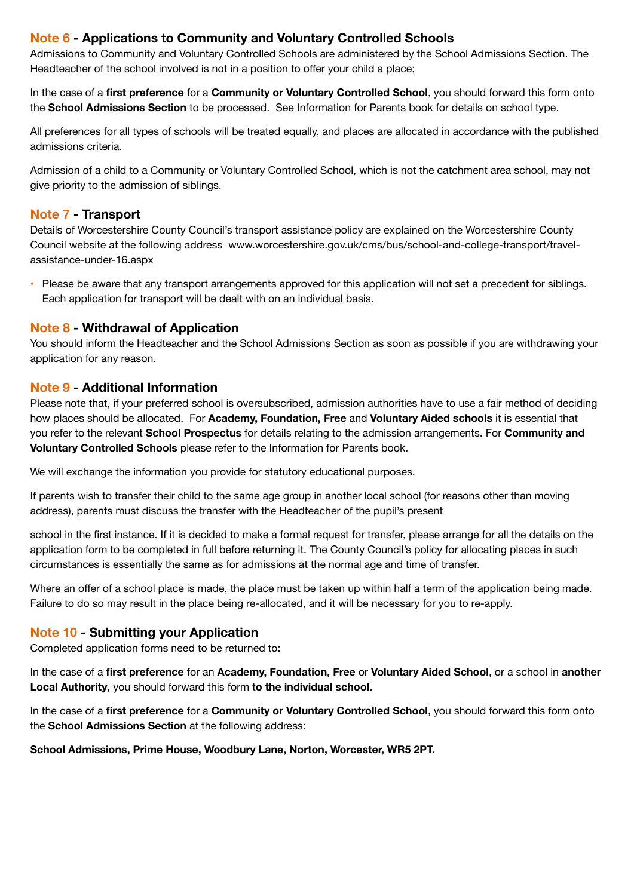## Note 6 - Applications to Community and Voluntary Controlled Schools

Admissions to Community and Voluntary Controlled Schools are administered by the School Admissions Section. The Headteacher of the school involved is not in a position to offer your child a place;

In the case of a **first preference** for a **Community or Voluntary Controlled School**, you should forward this form onto the **School Admissions Section** to be processed. See Information for Parents book for details on school type.

All preferences for all types of schools will be treated equally, and places are allocated in accordance with the published admissions criteria.

Admission of a child to a Community or Voluntary Controlled School, which is not the catchment area school, may not give priority to the admission of siblings.

## Note 7 - Transport

Details of Worcestershire County Council's transport assistance policy are explained on the Worcestershire County Council website at the following address www.worcestershire.gov.uk/cms/bus/school-and-college-transport/travel-assistance-under-16.aspx

- Please be aware that any transport arrangements approved for this application will not set a precedent for siblings. Each application for transport will be dealt with on an individual basis.

## Note 8 - Withdrawal of Application

You should inform the Headteacher and the School Admissions Section as soon as possible if you are withdrawing your application for any reason.

## Note 9 - Additional Information

Please note that, if your preferred school is oversubscribed, admission authorities have to use a fair method of deciding how places should be allocated. For **Academy, Foundation, Free** and **Voluntary Aided schools** it is essential that you refer to the relevant **School Prospectus** for details relating to the admission arrangements. For **Community and Voluntary Controlled Schools** please refer to the Information for Parents book.

We will exchange the information you provide for statutory educational purposes.

If parents wish to transfer their child to the same age group in another local school (for reasons other than moving address), parents must discuss the transfer with the Headteacher of the pupil's present school in the first instance. If it is decided to make a formal request for transfer, please arrange for all the details on the application form to be completed in full before returning it. The County Council's policy for allocating places in such circumstances is essentially the same as for admissions at the normal age and time of transfer.

Where an offer of a school place is made, the place must be taken up within half a term of the application being made. Failure to do so may result in the place being re-allocated, and it will be necessary for you to re-apply.

## Note 10 - Submitting your Application

Completed application forms need to be returned to:

In the case of a **first preference** for an **Academy, Foundation, Free** or **Voluntary Aided School**, or a school in **another Local Authority**, you should forward this form t**o the individual school.**

In the case of a **first preference** for a **Community or Voluntary Controlled School**, you should forward this form onto the **School Admissions Section** at the following address:

**School Admissions, Prime House, Woodbury Lane, Norton, Worcester, WR5 2PT.**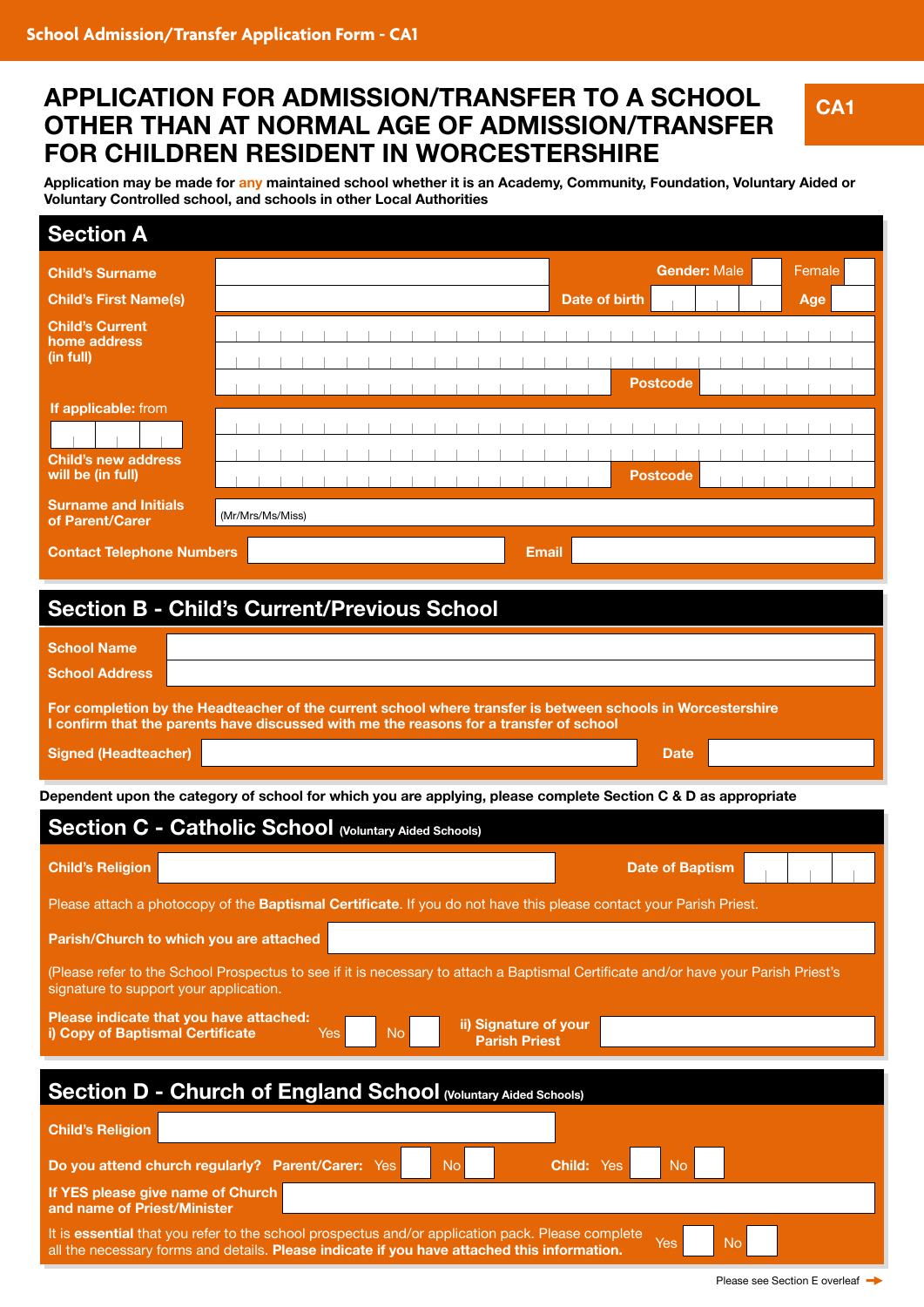# APPLICATION FOR ADMISSION/TRANSFER TO A SCHOOL OTHER THAN AT NORMAL AGE OF ADMISSION/TRANSFER FOR CHILDREN RESIDENT IN WORCESTERSHIRE

**CA1**

**Application may be made for any maintained school whether it is an Academy, Community, Foundation, Voluntary Aided or Voluntary Controlled school, and schools in other Local Authorities**

## Section A

| | | | |
|---|---|---|---|
| **Child's Surname** | | **Gender:** Male ☐ | Female ☐ |
| **Child's First Name(s)** | | **Date of birth** | **Age** |
| **Child's Current home address (in full)** | | **Postcode** | |
| **If applicable:** from | | | |
| **Child's new address will be (in full)** | | **Postcode** | |
| **Surname and Initials of Parent/Carer** | (Mr/Mrs/Ms/Miss) | | |
| **Contact Telephone Numbers** | | **Email** | |

## Section B - Child's Current/Previous School

| | |
|---|---|
| **School Name** | |
| **School Address** | |

**For completion by the Headteacher of the current school where transfer is between schools in Worcestershire**
**I confirm that the parents have discussed with me the reasons for a transfer of school**

| | | | |
|---|---|---|---|
| **Signed (Headteacher)** | | **Date** | |

**Dependent upon the category of school for which you are applying, please complete Section C & D as appropriate**

## Section C - Catholic School (Voluntary Aided Schools)

| | | | |
|---|---|---|---|
| **Child's Religion** | | **Date of Baptism** | |

Please attach a photocopy of the **Baptismal Certificate**. If you do not have this please contact your Parish Priest.

**Parish/Church to which you are attached**

(Please refer to the School Prospectus to see if it is necessary to attach a Baptismal Certificate and/or have your Parish Priest's signature to support your application.

**Please indicate that you have attached:**
**i) Copy of Baptismal Certificate** Yes ☐ No ☐ **ii) Signature of your Parish Priest**

## Section D - Church of England School (Voluntary Aided Schools)

**Child's Religion**

**Do you attend church regularly? Parent/Carer:** Yes ☐ No ☐ **Child:** Yes ☐ No ☐

**If YES please give name of Church and name of Priest/Minister**

It is **essential** that you refer to the school prospectus and/or application pack. Please complete all the necessary forms and details. **Please indicate if you have attached this information.** Yes ☐ No ☐

Please see Section E overleaf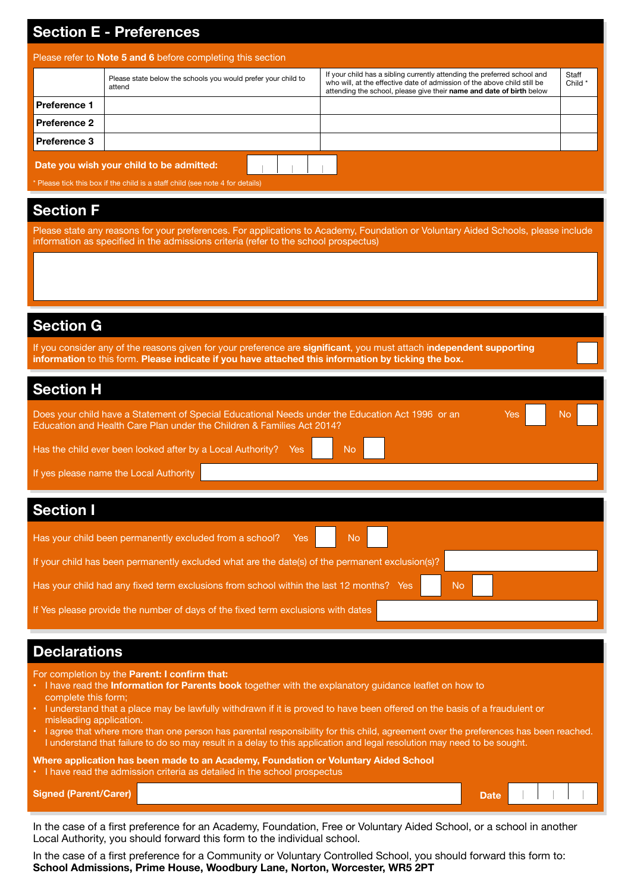## Section E - Preferences

Please refer to **Note 5 and 6** before completing this section

| | Please state below the schools you would prefer your child to attend | If your child has a sibling currently attending the preferred school and who will, at the effective date of admission of the above child still be attending the school, please give their **name and date of birth** below | Staff Child * |
|---|---|---|---|
| **Preference 1** | | | |
| **Preference 2** | | | |
| **Preference 3** | | | |

**Date you wish your child to be admitted:**

\* Please tick this box if the child is a staff child (see note 4 for details)

## Section F

Please state any reasons for your preferences. For applications to Academy, Foundation or Voluntary Aided Schools, please include information as specified in the admissions criteria (refer to the school prospectus)

## Section G

If you consider any of the reasons given for your preference are **significant**, you must attach i**ndependent supporting information** to this form. **Please indicate if you have attached this information by ticking the box.**

## Section H

Does your child have a Statement of Special Educational Needs under the Education Act 1996 or an Education and Health Care Plan under the Children & Families Act 2014? Yes ☐ No ☐

Has the child ever been looked after by a Local Authority? Yes ☐ No ☐

If yes please name the Local Authority

## Section I

Has your child been permanently excluded from a school? Yes ☐ No ☐

If your child has been permanently excluded what are the date(s) of the permanent exclusion(s)?

Has your child had any fixed term exclusions from school within the last 12 months? Yes ☐ No ☐

If Yes please provide the number of days of the fixed term exclusions with dates

## Declarations

For completion by the **Parent: I confirm that:**

- I have read the **Information for Parents book** together with the explanatory guidance leaflet on how to complete this form;
- I understand that a place may be lawfully withdrawn if it is proved to have been offered on the basis of a fraudulent or misleading application.
- I agree that where more than one person has parental responsibility for this child, agreement over the preferences has been reached. I understand that failure to do so may result in a delay to this application and legal resolution may need to be sought.

**Where application has been made to an Academy, Foundation or Voluntary Aided School**

- I have read the admission criteria as detailed in the school prospectus

**Signed (Parent/Carer)** **Date**

In the case of a first preference for an Academy, Foundation, Free or Voluntary Aided School, or a school in another Local Authority, you should forward this form to the individual school.

In the case of a first preference for a Community or Voluntary Controlled School, you should forward this form to:
**School Admissions, Prime House, Woodbury Lane, Norton, Worcester, WR5 2PT**